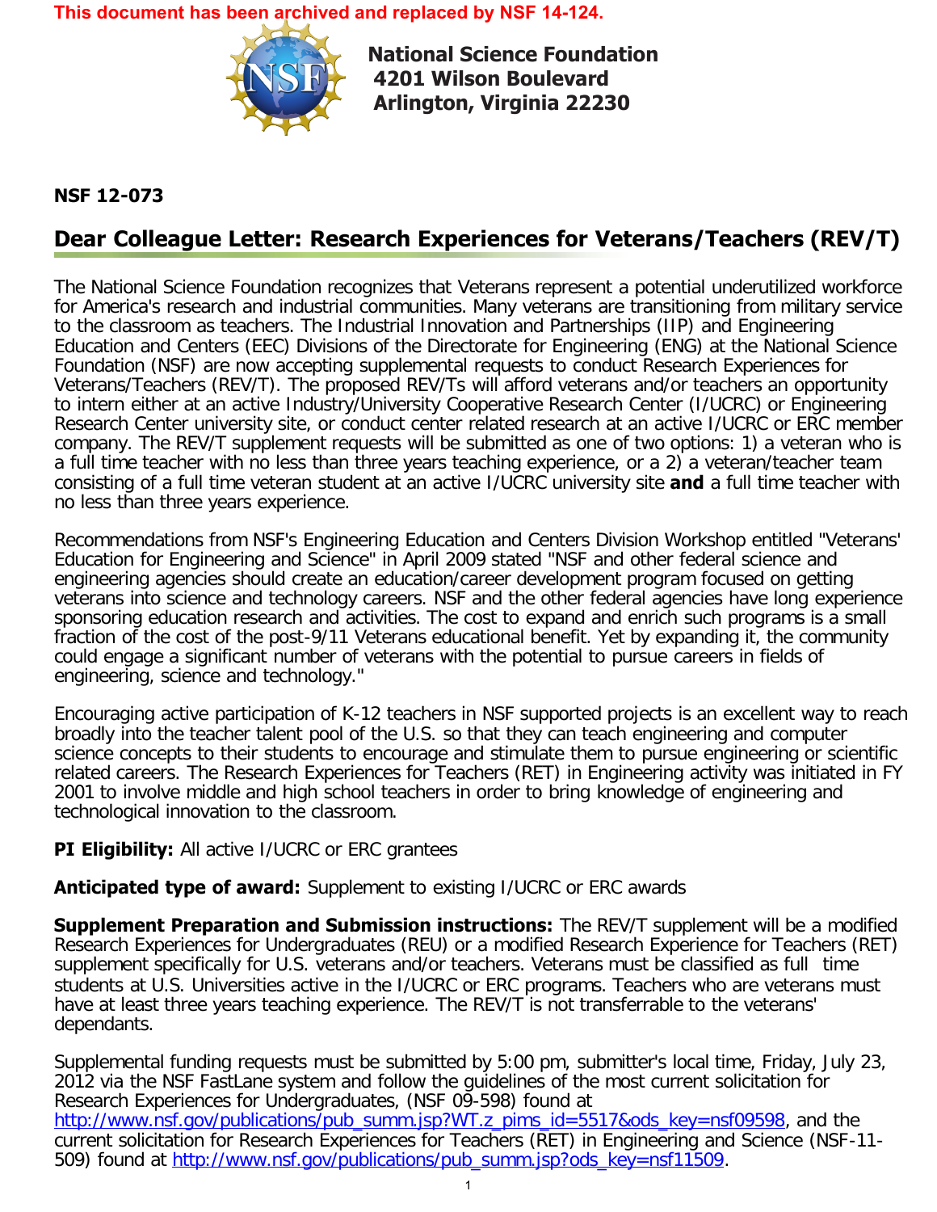This document has been archived and replaced by NSF 14-124.

**National Science Foundation**
**4201 Wilson Boulevard**
**Arlington, Virginia 22230**

**NSF 12-073**

## Dear Colleague Letter: Research Experiences for Veterans/Teachers (REV/T)

The National Science Foundation recognizes that Veterans represent a potential underutilized workforce for America's research and industrial communities. Many veterans are transitioning from military service to the classroom as teachers. The Industrial Innovation and Partnerships (IIP) and Engineering Education and Centers (EEC) Divisions of the Directorate for Engineering (ENG) at the National Science Foundation (NSF) are now accepting supplemental requests to conduct Research Experiences for Veterans/Teachers (REV/T). The proposed REV/Ts will afford veterans and/or teachers an opportunity to intern either at an active Industry/University Cooperative Research Center (I/UCRC) or Engineering Research Center university site, or conduct center related research at an active I/UCRC or ERC member company. The REV/T supplement requests will be submitted as one of two options: 1) a veteran who is a full time teacher with no less than three years teaching experience, or a 2) a veteran/teacher team consisting of a full time veteran student at an active I/UCRC university site **and** a full time teacher with no less than three years experience.

Recommendations from NSF's Engineering Education and Centers Division Workshop entitled "Veterans' Education for Engineering and Science" in April 2009 stated "NSF and other federal science and engineering agencies should create an education/career development program focused on getting veterans into science and technology careers. NSF and the other federal agencies have long experience sponsoring education research and activities. The cost to expand and enrich such programs is a small fraction of the cost of the post-9/11 Veterans educational benefit. Yet by expanding it, the community could engage a significant number of veterans with the potential to pursue careers in fields of engineering, science and technology."

Encouraging active participation of K-12 teachers in NSF supported projects is an excellent way to reach broadly into the teacher talent pool of the U.S. so that they can teach engineering and computer science concepts to their students to encourage and stimulate them to pursue engineering or scientific related careers. The Research Experiences for Teachers (RET) in Engineering activity was initiated in FY 2001 to involve middle and high school teachers in order to bring knowledge of engineering and technological innovation to the classroom.

**PI Eligibility:** All active I/UCRC or ERC grantees

**Anticipated type of award:** Supplement to existing I/UCRC or ERC awards

**Supplement Preparation and Submission instructions:** The REV/T supplement will be a modified Research Experiences for Undergraduates (REU) or a modified Research Experience for Teachers (RET) supplement specifically for U.S. veterans and/or teachers. Veterans must be classified as full time students at U.S. Universities active in the I/UCRC or ERC programs. Teachers who are veterans must have at least three years teaching experience. The REV/T is not transferrable to the veterans' dependants.

Supplemental funding requests must be submitted by 5:00 pm, submitter's local time, Friday, July 23, 2012 via the NSF FastLane system and follow the guidelines of the most current solicitation for Research Experiences for Undergraduates, (NSF 09-598) found at http://www.nsf.gov/publications/pub_summ.jsp?WT.z_pims_id=5517&ods_key=nsf09598, and the current solicitation for Research Experiences for Teachers (RET) in Engineering and Science (NSF-11-509) found at http://www.nsf.gov/publications/pub_summ.jsp?ods_key=nsf11509.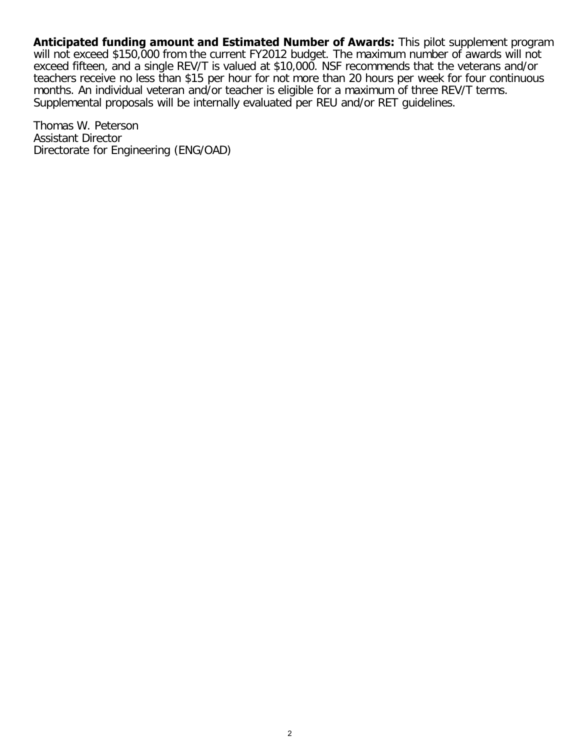**Anticipated funding amount and Estimated Number of Awards:** This pilot supplement program will not exceed $150,000 from the current FY2012 budget. The maximum number of awards will not exceed fifteen, and a single REV/T is valued at $10,000. NSF recommends that the veterans and/or teachers receive no less than $15 per hour for not more than 20 hours per week for four continuous months. An individual veteran and/or teacher is eligible for a maximum of three REV/T terms. Supplemental proposals will be internally evaluated per REU and/or RET guidelines.

Thomas W. Peterson
Assistant Director
Directorate for Engineering (ENG/OAD)